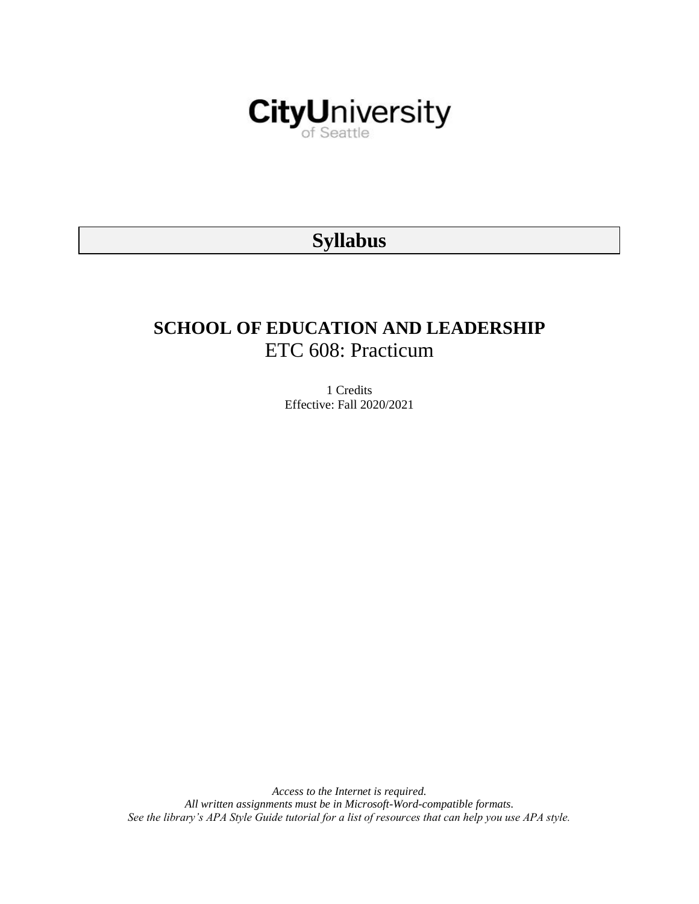CityUniversity of Seattle

# Syllabus

## SCHOOL OF EDUCATION AND LEADERSHIP

ETC 608: Practicum

1 Credits

Effective: Fall 2020/2021

*Access to the Internet is required.*

*All written assignments must be in Microsoft-Word-compatible formats.*

*See the library's APA Style Guide tutorial for a list of resources that can help you use APA style.*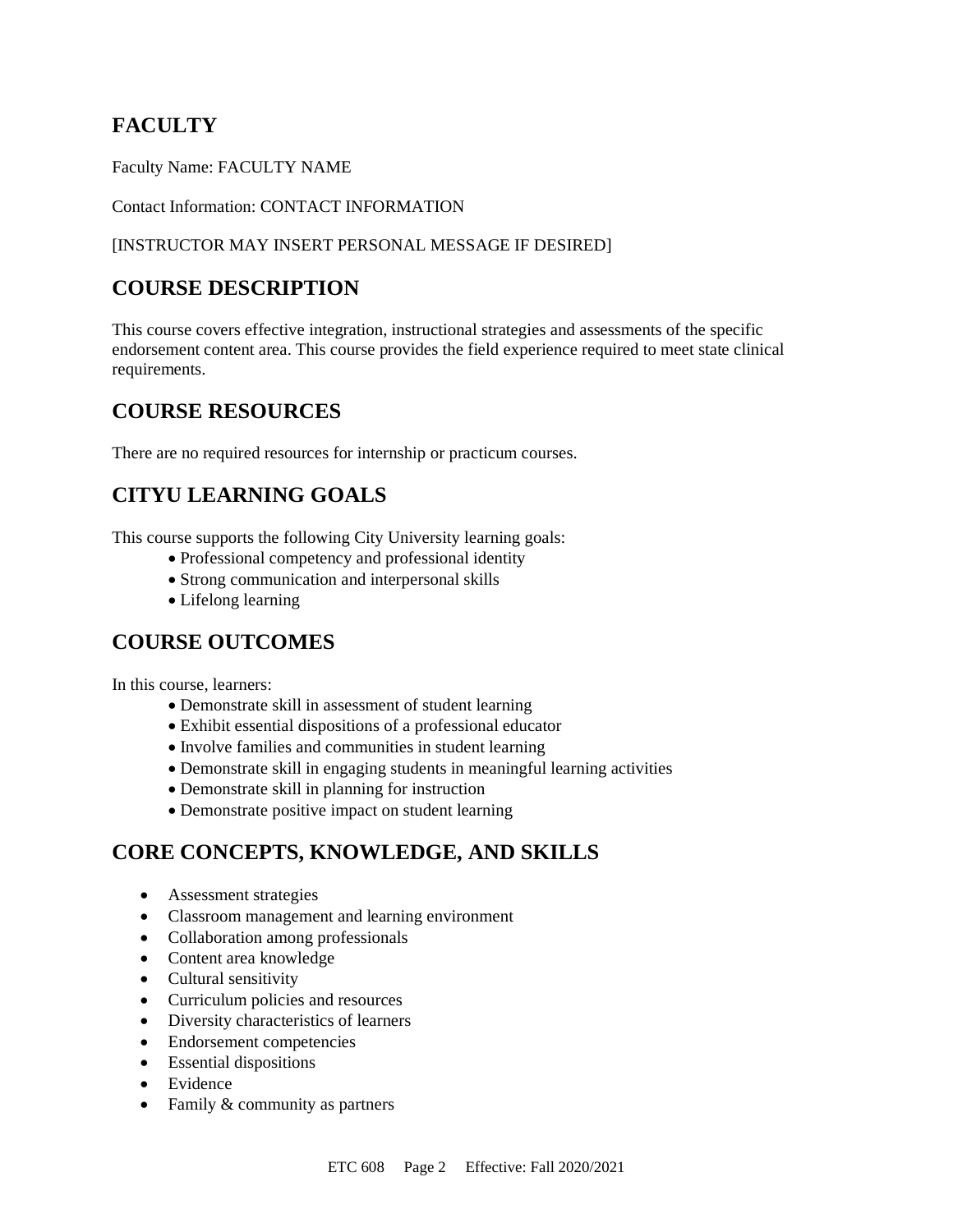## FACULTY

Faculty Name: FACULTY NAME

Contact Information: CONTACT INFORMATION

[INSTRUCTOR MAY INSERT PERSONAL MESSAGE IF DESIRED]

## COURSE DESCRIPTION

This course covers effective integration, instructional strategies and assessments of the specific endorsement content area. This course provides the field experience required to meet state clinical requirements.

## COURSE RESOURCES

There are no required resources for internship or practicum courses.

## CITYU LEARNING GOALS

This course supports the following City University learning goals:

- Professional competency and professional identity
- Strong communication and interpersonal skills
- Lifelong learning

## COURSE OUTCOMES

In this course, learners:

- Demonstrate skill in assessment of student learning
- Exhibit essential dispositions of a professional educator
- Involve families and communities in student learning
- Demonstrate skill in engaging students in meaningful learning activities
- Demonstrate skill in planning for instruction
- Demonstrate positive impact on student learning

## CORE CONCEPTS, KNOWLEDGE, AND SKILLS

- Assessment strategies
- Classroom management and learning environment
- Collaboration among professionals
- Content area knowledge
- Cultural sensitivity
- Curriculum policies and resources
- Diversity characteristics of learners
- Endorsement competencies
- Essential dispositions
- Evidence
- Family & community as partners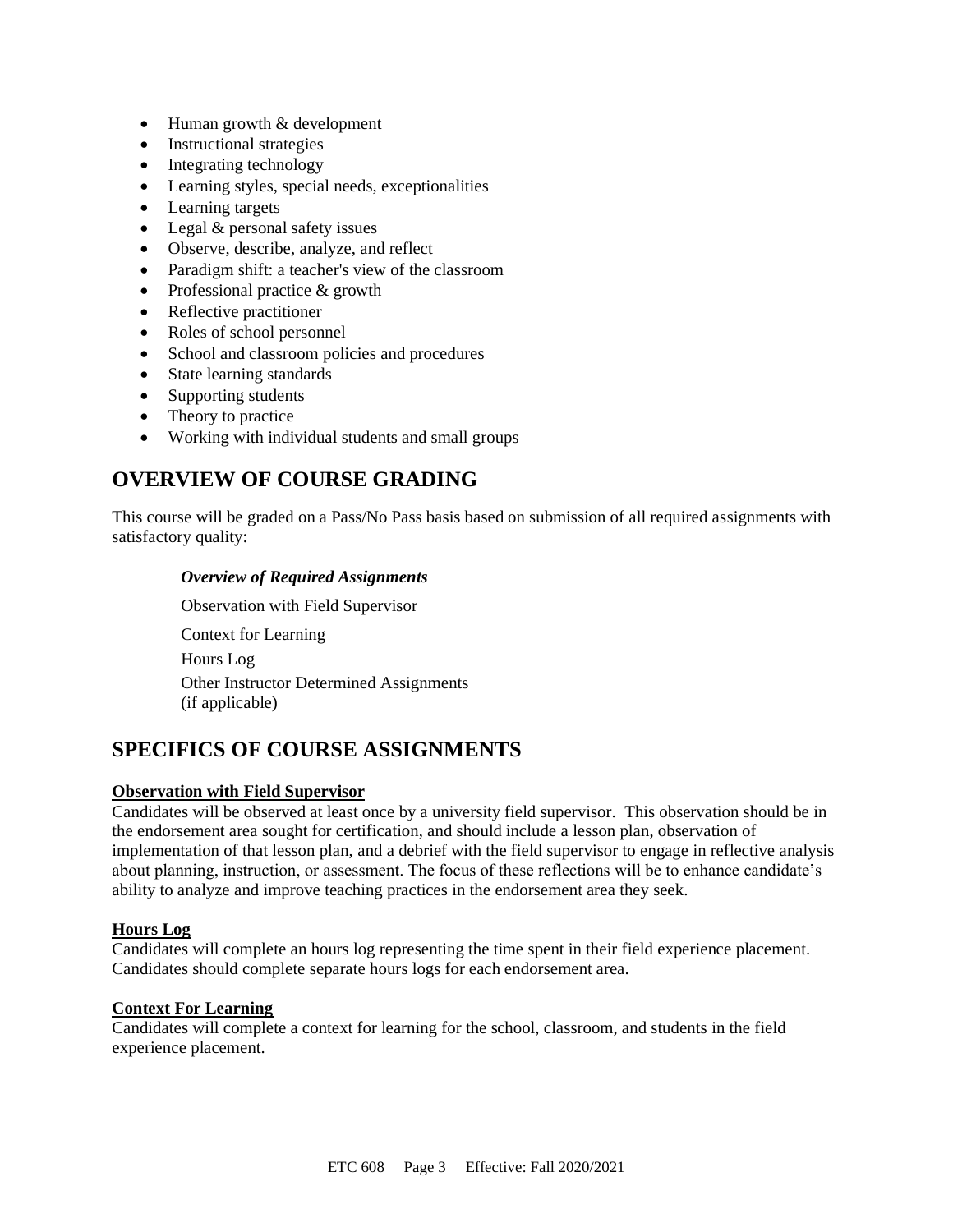- Human growth & development
- Instructional strategies
- Integrating technology
- Learning styles, special needs, exceptionalities
- Learning targets
- Legal & personal safety issues
- Observe, describe, analyze, and reflect
- Paradigm shift: a teacher's view of the classroom
- Professional practice & growth
- Reflective practitioner
- Roles of school personnel
- School and classroom policies and procedures
- State learning standards
- Supporting students
- Theory to practice
- Working with individual students and small groups

## OVERVIEW OF COURSE GRADING

This course will be graded on a Pass/No Pass basis based on submission of all required assignments with satisfactory quality:

***Overview of Required Assignments***

Observation with Field Supervisor

Context for Learning

Hours Log

Other Instructor Determined Assignments (if applicable)

## SPECIFICS OF COURSE ASSIGNMENTS

**Observation with Field Supervisor**

Candidates will be observed at least once by a university field supervisor. This observation should be in the endorsement area sought for certification, and should include a lesson plan, observation of implementation of that lesson plan, and a debrief with the field supervisor to engage in reflective analysis about planning, instruction, or assessment. The focus of these reflections will be to enhance candidate's ability to analyze and improve teaching practices in the endorsement area they seek.

**Hours Log**

Candidates will complete an hours log representing the time spent in their field experience placement. Candidates should complete separate hours logs for each endorsement area.

**Context For Learning**

Candidates will complete a context for learning for the school, classroom, and students in the field experience placement.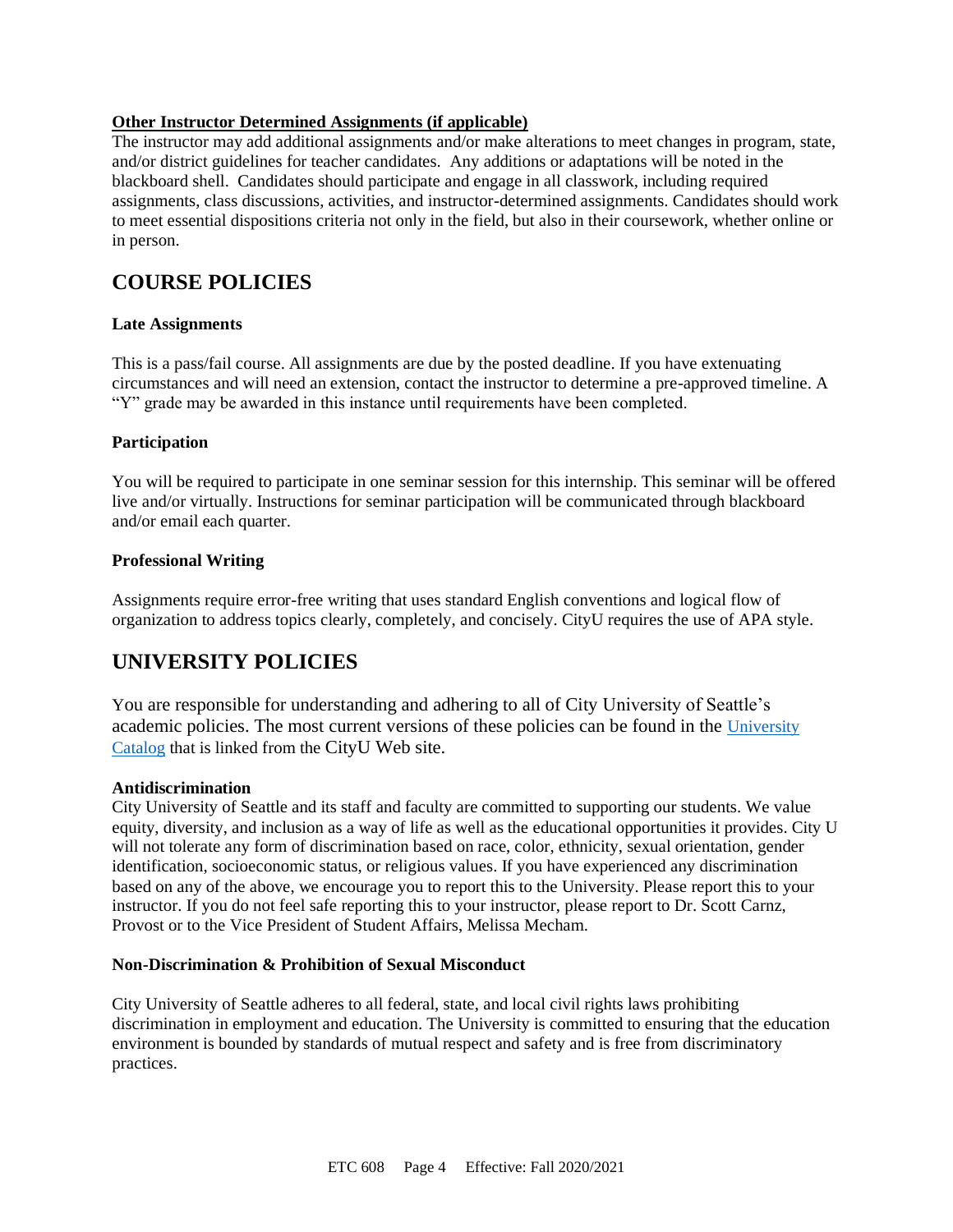**Other Instructor Determined Assignments (if applicable)**

The instructor may add additional assignments and/or make alterations to meet changes in program, state, and/or district guidelines for teacher candidates. Any additions or adaptations will be noted in the blackboard shell. Candidates should participate and engage in all classwork, including required assignments, class discussions, activities, and instructor-determined assignments. Candidates should work to meet essential dispositions criteria not only in the field, but also in their coursework, whether online or in person.

## COURSE POLICIES

### Late Assignments

This is a pass/fail course. All assignments are due by the posted deadline. If you have extenuating circumstances and will need an extension, contact the instructor to determine a pre-approved timeline. A "Y" grade may be awarded in this instance until requirements have been completed.

### Participation

You will be required to participate in one seminar session for this internship. This seminar will be offered live and/or virtually. Instructions for seminar participation will be communicated through blackboard and/or email each quarter.

### Professional Writing

Assignments require error-free writing that uses standard English conventions and logical flow of organization to address topics clearly, completely, and concisely. CityU requires the use of APA style.

## UNIVERSITY POLICIES

You are responsible for understanding and adhering to all of City University of Seattle's academic policies. The most current versions of these policies can be found in the University Catalog that is linked from the CityU Web site.

### Antidiscrimination

City University of Seattle and its staff and faculty are committed to supporting our students. We value equity, diversity, and inclusion as a way of life as well as the educational opportunities it provides. City U will not tolerate any form of discrimination based on race, color, ethnicity, sexual orientation, gender identification, socioeconomic status, or religious values. If you have experienced any discrimination based on any of the above, we encourage you to report this to the University. Please report this to your instructor. If you do not feel safe reporting this to your instructor, please report to Dr. Scott Carnz, Provost or to the Vice President of Student Affairs, Melissa Mecham.

### Non-Discrimination & Prohibition of Sexual Misconduct

City University of Seattle adheres to all federal, state, and local civil rights laws prohibiting discrimination in employment and education. The University is committed to ensuring that the education environment is bounded by standards of mutual respect and safety and is free from discriminatory practices.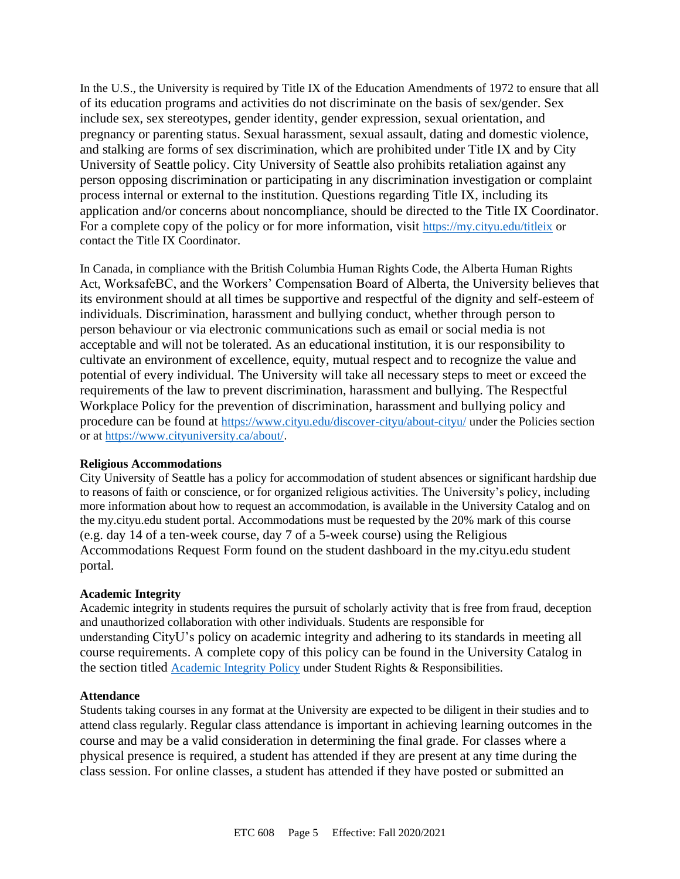In the U.S., the University is required by Title IX of the Education Amendments of 1972 to ensure that all of its education programs and activities do not discriminate on the basis of sex/gender. Sex include sex, sex stereotypes, gender identity, gender expression, sexual orientation, and pregnancy or parenting status. Sexual harassment, sexual assault, dating and domestic violence, and stalking are forms of sex discrimination, which are prohibited under Title IX and by City University of Seattle policy. City University of Seattle also prohibits retaliation against any person opposing discrimination or participating in any discrimination investigation or complaint process internal or external to the institution. Questions regarding Title IX, including its application and/or concerns about noncompliance, should be directed to the Title IX Coordinator. For a complete copy of the policy or for more information, visit https://my.cityu.edu/titleix or contact the Title IX Coordinator.

In Canada, in compliance with the British Columbia Human Rights Code, the Alberta Human Rights Act, WorksafeBC, and the Workers' Compensation Board of Alberta, the University believes that its environment should at all times be supportive and respectful of the dignity and self-esteem of individuals. Discrimination, harassment and bullying conduct, whether through person to person behaviour or via electronic communications such as email or social media is not acceptable and will not be tolerated. As an educational institution, it is our responsibility to cultivate an environment of excellence, equity, mutual respect and to recognize the value and potential of every individual. The University will take all necessary steps to meet or exceed the requirements of the law to prevent discrimination, harassment and bullying. The Respectful Workplace Policy for the prevention of discrimination, harassment and bullying policy and procedure can be found at https://www.cityu.edu/discover-cityu/about-cityu/ under the Policies section or at https://www.cityuniversity.ca/about/.

**Religious Accommodations**

City University of Seattle has a policy for accommodation of student absences or significant hardship due to reasons of faith or conscience, or for organized religious activities. The University's policy, including more information about how to request an accommodation, is available in the University Catalog and on the my.cityu.edu student portal. Accommodations must be requested by the 20% mark of this course (e.g. day 14 of a ten-week course, day 7 of a 5-week course) using the Religious Accommodations Request Form found on the student dashboard in the my.cityu.edu student portal.

**Academic Integrity**

Academic integrity in students requires the pursuit of scholarly activity that is free from fraud, deception and unauthorized collaboration with other individuals. Students are responsible for understanding CityU's policy on academic integrity and adhering to its standards in meeting all course requirements. A complete copy of this policy can be found in the University Catalog in the section titled Academic Integrity Policy under Student Rights & Responsibilities.

**Attendance**

Students taking courses in any format at the University are expected to be diligent in their studies and to attend class regularly. Regular class attendance is important in achieving learning outcomes in the course and may be a valid consideration in determining the final grade. For classes where a physical presence is required, a student has attended if they are present at any time during the class session. For online classes, a student has attended if they have posted or submitted an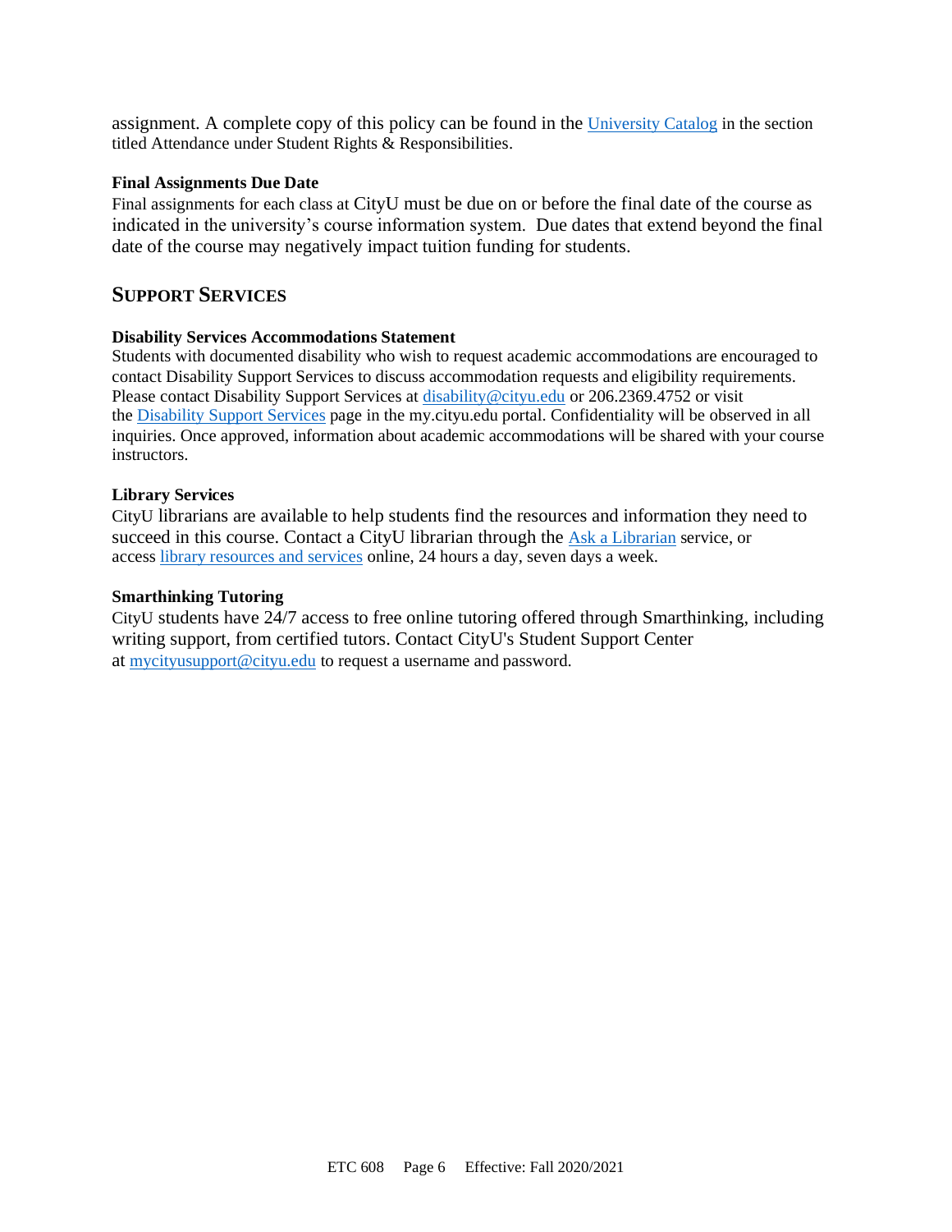assignment. A complete copy of this policy can be found in the University Catalog in the section titled Attendance under Student Rights & Responsibilities.

**Final Assignments Due Date**

Final assignments for each class at CityU must be due on or before the final date of the course as indicated in the university's course information system. Due dates that extend beyond the final date of the course may negatively impact tuition funding for students.

## SUPPORT SERVICES

**Disability Services Accommodations Statement**

Students with documented disability who wish to request academic accommodations are encouraged to contact Disability Support Services to discuss accommodation requests and eligibility requirements. Please contact Disability Support Services at disability@cityu.edu or 206.2369.4752 or visit the Disability Support Services page in the my.cityu.edu portal. Confidentiality will be observed in all inquiries. Once approved, information about academic accommodations will be shared with your course instructors.

**Library Services**

CityU librarians are available to help students find the resources and information they need to succeed in this course. Contact a CityU librarian through the Ask a Librarian service, or access library resources and services online, 24 hours a day, seven days a week.

**Smarthinking Tutoring**

CityU students have 24/7 access to free online tutoring offered through Smarthinking, including writing support, from certified tutors. Contact CityU's Student Support Center at mycityusupport@cityu.edu to request a username and password.